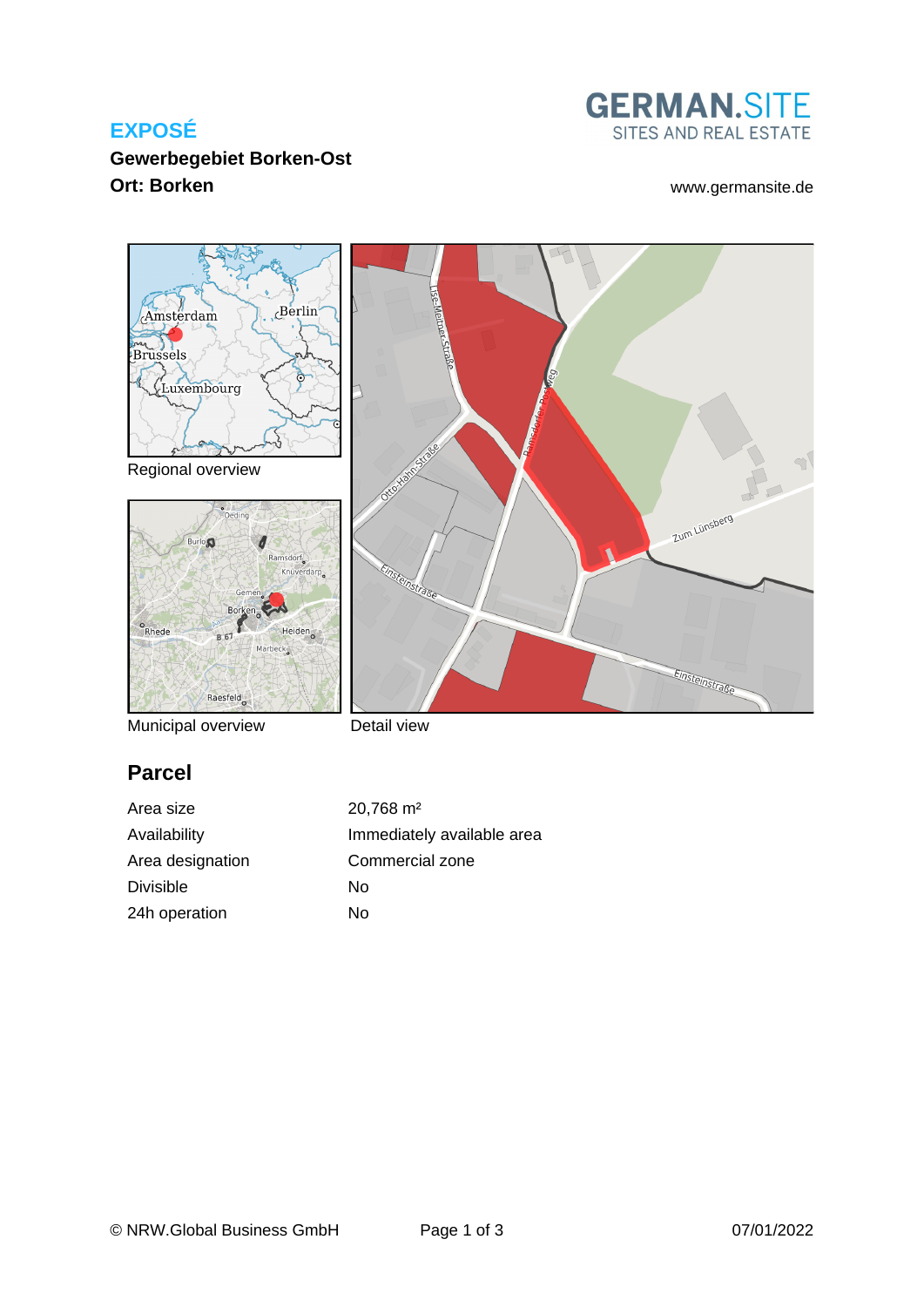# EXPOSÉ

**Gewerbegebiet Borken-Ost**
**Ort: Borken**

GERMAN.SITE
SITES AND REAL ESTATE

www.germansite.de

Regional overview

Municipal overview

Detail view

## Parcel

| | |
|---|---|
| Area size | 20,768 m² |
| Availability | Immediately available area |
| Area designation | Commercial zone |
| Divisible | No |
| 24h operation | No |

© NRW.Global Business GmbH

07/01/2022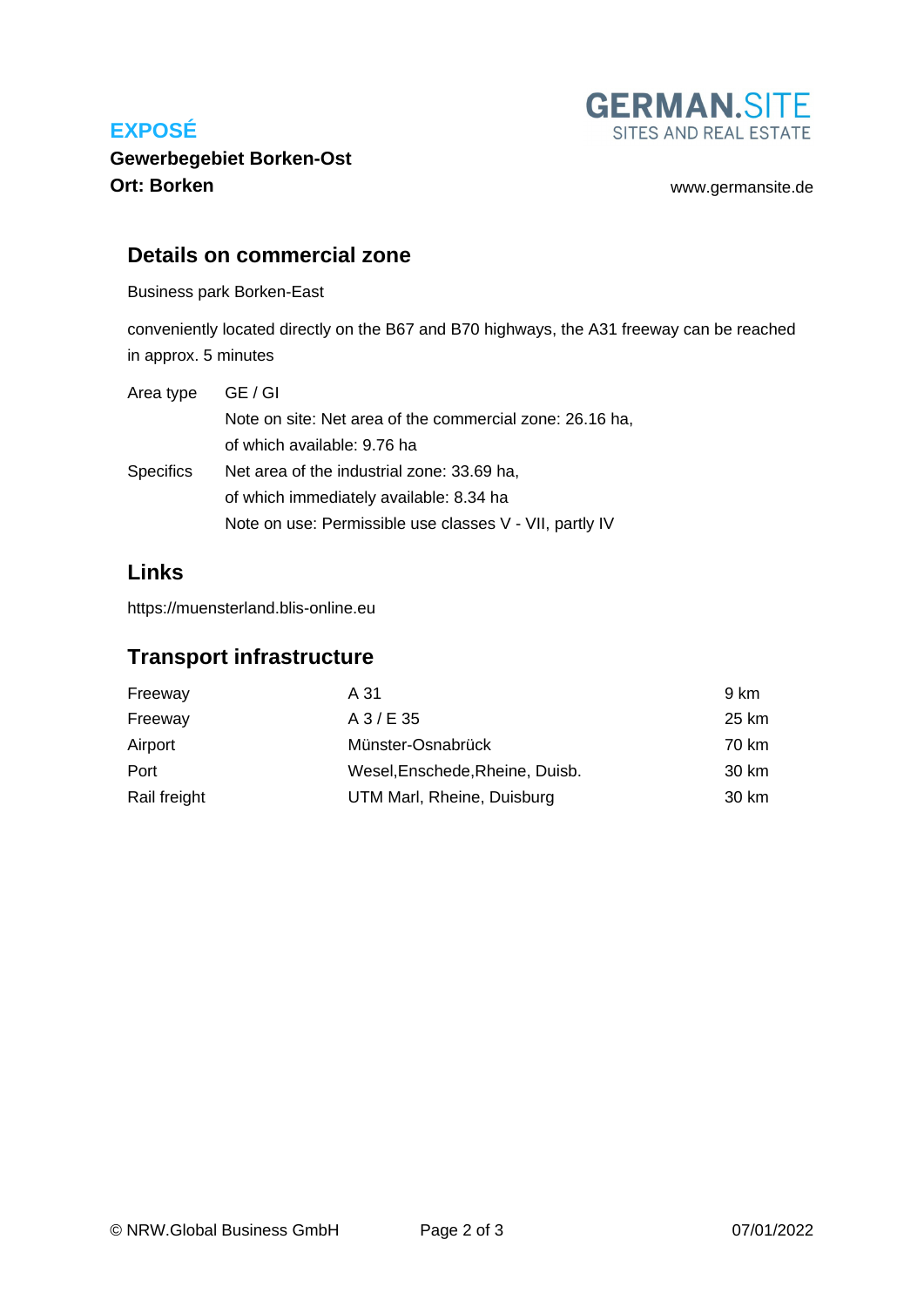## Details on commercial zone

Business park Borken-East

conveniently located directly on the B67 and B70 highways, the A31 freeway can be reached in approx. 5 minutes

| | |
|---|---|
| Area type | GE / GI |
| | Note on site: Net area of the commercial zone: 26.16 ha, of which available: 9.76 ha |
| Specifics | Net area of the industrial zone: 33.69 ha, of which immediately available: 8.34 ha |
| | Note on use: Permissible use classes V - VII, partly IV |

## Links

https://muensterland.blis-online.eu

## Transport infrastructure

| | | |
|---|---|---|
| Freeway | A 31 | 9 km |
| Freeway | A 3 / E 35 | 25 km |
| Airport | Münster-Osnabrück | 70 km |
| Port | Wesel,Enschede,Rheine, Duisb. | 30 km |
| Rail freight | UTM Marl, Rheine, Duisburg | 30 km |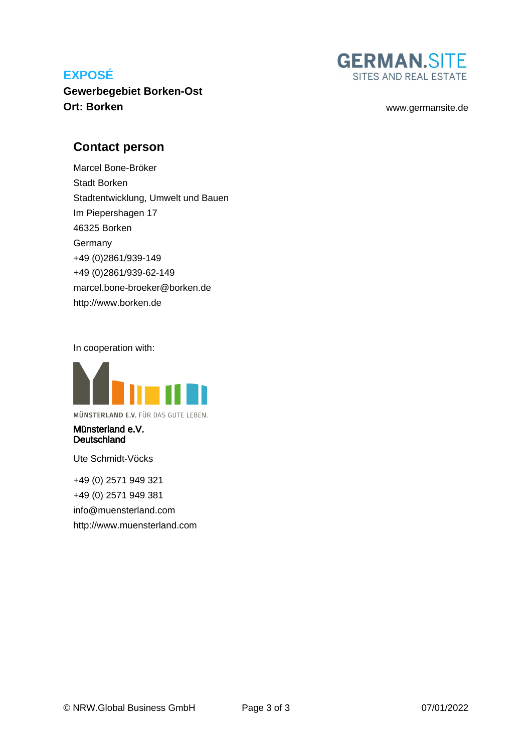**EXPOSÉ**

**Gewerbegebiet Borken-Ost**
**Ort: Borken**

## Contact person

Marcel Bone-Bröker
Stadt Borken
Stadtentwicklung, Umwelt und Bauen
Im Piepershagen 17
46325 Borken
Germany
+49 (0)2861/939-149
+49 (0)2861/939-62-149
marcel.bone-broeker@borken.de
http://www.borken.de

In cooperation with:

MÜNSTERLAND E.V. FÜR DAS GUTE LEBEN.

**Münsterland e.V.**
**Deutschland**

Ute Schmidt-Vöcks

+49 (0) 2571 949 321
+49 (0) 2571 949 381
info@muensterland.com
http://www.muensterland.com